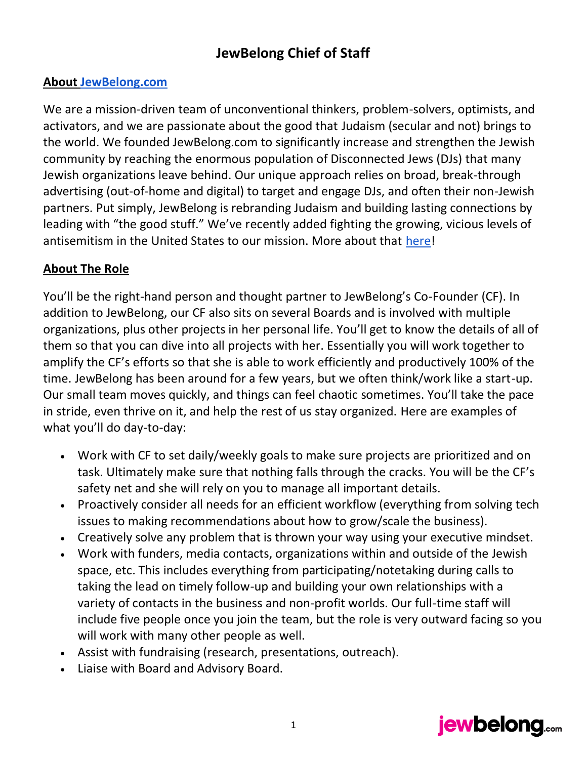# JewBelong Chief of Staff

## About JewBelong.com

We are a mission-driven team of unconventional thinkers, problem-solvers, optimists, and activators, and we are passionate about the good that Judaism (secular and not) brings to the world. We founded JewBelong.com to significantly increase and strengthen the Jewish community by reaching the enormous population of Disconnected Jews (DJs) that many Jewish organizations leave behind. Our unique approach relies on broad, break-through advertising (out-of-home and digital) to target and engage DJs, and often their non-Jewish partners. Put simply, JewBelong is rebranding Judaism and building lasting connections by leading with "the good stuff." We've recently added fighting the growing, vicious levels of antisemitism in the United States to our mission. More about that here!

## About The Role

You'll be the right-hand person and thought partner to JewBelong's Co-Founder (CF). In addition to JewBelong, our CF also sits on several Boards and is involved with multiple organizations, plus other projects in her personal life. You'll get to know the details of all of them so that you can dive into all projects with her. Essentially you will work together to amplify the CF's efforts so that she is able to work efficiently and productively 100% of the time. JewBelong has been around for a few years, but we often think/work like a start-up. Our small team moves quickly, and things can feel chaotic sometimes. You'll take the pace in stride, even thrive on it, and help the rest of us stay organized. Here are examples of what you'll do day-to-day:

- Work with CF to set daily/weekly goals to make sure projects are prioritized and on task. Ultimately make sure that nothing falls through the cracks. You will be the CF's safety net and she will rely on you to manage all important details.
- Proactively consider all needs for an efficient workflow (everything from solving tech issues to making recommendations about how to grow/scale the business).
- Creatively solve any problem that is thrown your way using your executive mindset.
- Work with funders, media contacts, organizations within and outside of the Jewish space, etc. This includes everything from participating/notetaking during calls to taking the lead on timely follow-up and building your own relationships with a variety of contacts in the business and non-profit worlds. Our full-time staff will include five people once you join the team, but the role is very outward facing so you will work with many other people as well.
- Assist with fundraising (research, presentations, outreach).
- Liaise with Board and Advisory Board.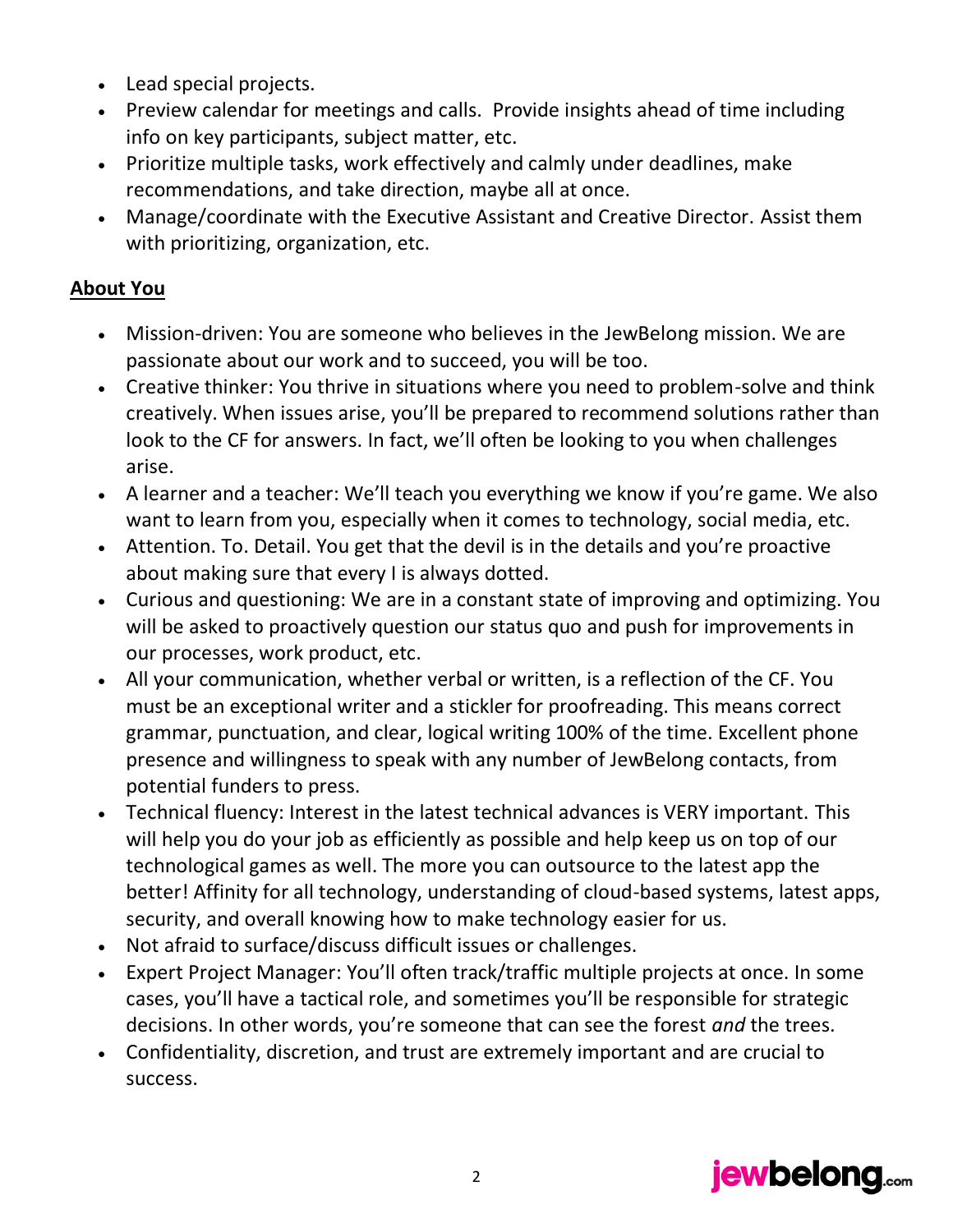- Lead special projects.
- Preview calendar for meetings and calls. Provide insights ahead of time including info on key participants, subject matter, etc.
- Prioritize multiple tasks, work effectively and calmly under deadlines, make recommendations, and take direction, maybe all at once.
- Manage/coordinate with the Executive Assistant and Creative Director. Assist them with prioritizing, organization, etc.

**About You**

- Mission-driven: You are someone who believes in the JewBelong mission. We are passionate about our work and to succeed, you will be too.
- Creative thinker: You thrive in situations where you need to problem-solve and think creatively. When issues arise, you'll be prepared to recommend solutions rather than look to the CF for answers. In fact, we'll often be looking to you when challenges arise.
- A learner and a teacher: We'll teach you everything we know if you're game. We also want to learn from you, especially when it comes to technology, social media, etc.
- Attention. To. Detail. You get that the devil is in the details and you're proactive about making sure that every I is always dotted.
- Curious and questioning: We are in a constant state of improving and optimizing. You will be asked to proactively question our status quo and push for improvements in our processes, work product, etc.
- All your communication, whether verbal or written, is a reflection of the CF. You must be an exceptional writer and a stickler for proofreading. This means correct grammar, punctuation, and clear, logical writing 100% of the time. Excellent phone presence and willingness to speak with any number of JewBelong contacts, from potential funders to press.
- Technical fluency: Interest in the latest technical advances is VERY important. This will help you do your job as efficiently as possible and help keep us on top of our technological games as well. The more you can outsource to the latest app the better! Affinity for all technology, understanding of cloud-based systems, latest apps, security, and overall knowing how to make technology easier for us.
- Not afraid to surface/discuss difficult issues or challenges.
- Expert Project Manager: You'll often track/traffic multiple projects at once. In some cases, you'll have a tactical role, and sometimes you'll be responsible for strategic decisions. In other words, you're someone that can see the forest *and* the trees.
- Confidentiality, discretion, and trust are extremely important and are crucial to success.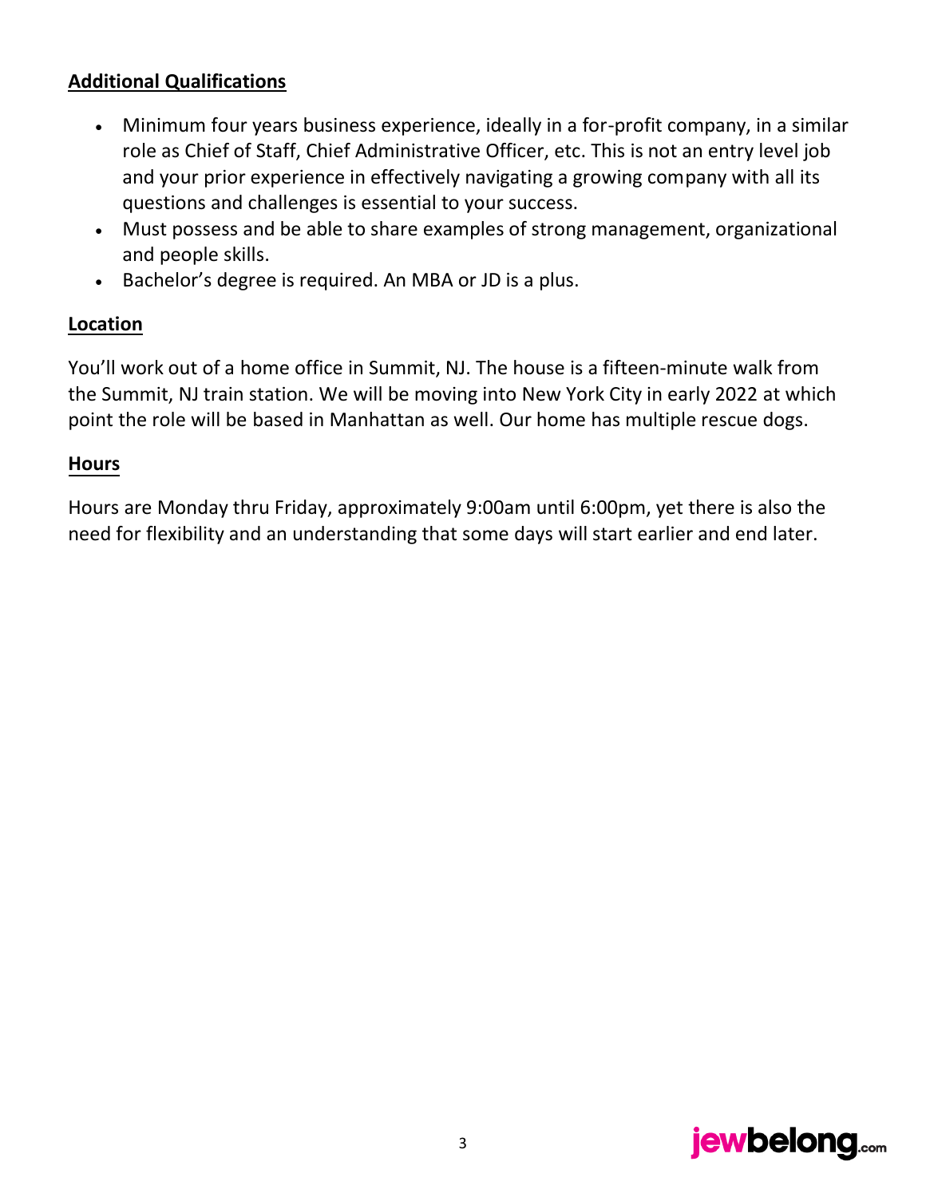## Additional Qualifications

- Minimum four years business experience, ideally in a for-profit company, in a similar role as Chief of Staff, Chief Administrative Officer, etc. This is not an entry level job and your prior experience in effectively navigating a growing company with all its questions and challenges is essential to your success.
- Must possess and be able to share examples of strong management, organizational and people skills.
- Bachelor's degree is required. An MBA or JD is a plus.

## Location

You'll work out of a home office in Summit, NJ. The house is a fifteen-minute walk from the Summit, NJ train station. We will be moving into New York City in early 2022 at which point the role will be based in Manhattan as well. Our home has multiple rescue dogs.

## Hours

Hours are Monday thru Friday, approximately 9:00am until 6:00pm, yet there is also the need for flexibility and an understanding that some days will start earlier and end later.